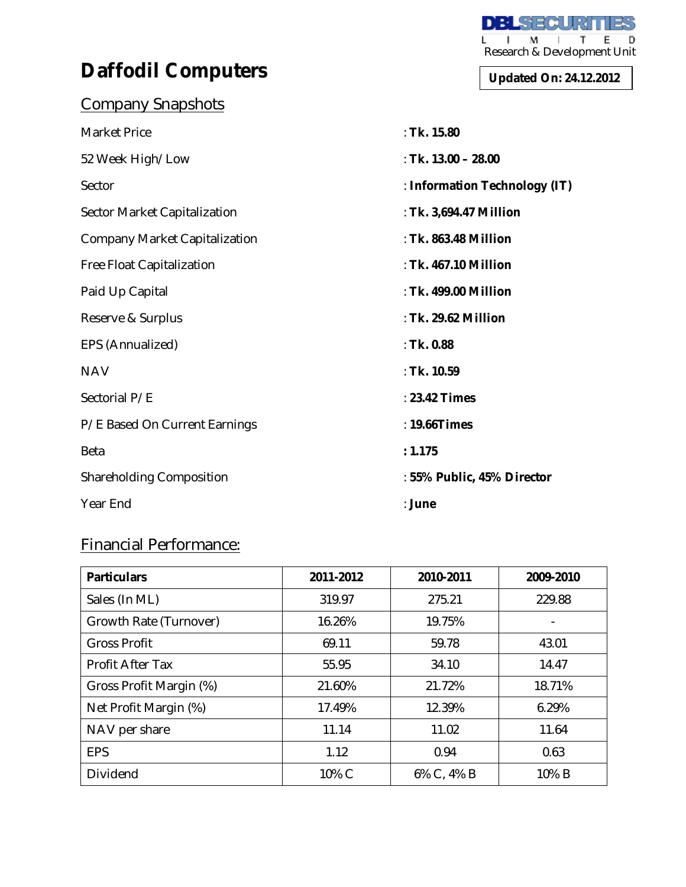DBL SECURITIES LIMITED
Research & Development Unit

# Daffodil Computers

**Updated On: 24.12.2012**

## Company Snapshots

| | |
|---|---|
| Market Price | : **Tk. 15.80** |
| 52 Week High/Low | : **Tk. 13.00 – 28.00** |
| Sector | : **Information Technology (IT)** |
| Sector Market Capitalization | : **Tk. 3,694.47 Million** |
| Company Market Capitalization | : **Tk. 863.48 Million** |
| Free Float Capitalization | : **Tk. 467.10 Million** |
| Paid Up Capital | : **Tk. 499.00 Million** |
| Reserve & Surplus | : **Tk. 29.62 Million** |
| EPS (Annualized) | : **Tk. 0.88** |
| NAV | : **Tk. 10.59** |
| Sectorial P/E | : **23.42 Times** |
| P/E Based On Current Earnings | : **19.66Times** |
| Beta | **: 1.175** |
| Shareholding Composition | : **55% Public, 45% Director** |
| Year End | : **June** |

## Financial Performance:

| Particulars | 2011-2012 | 2010-2011 | 2009-2010 |
|---|---|---|---|
| Sales (In ML) | 319.97 | 275.21 | 229.88 |
| Growth Rate (Turnover) | 16.26% | 19.75% | - |
| Gross Profit | 69.11 | 59.78 | 43.01 |
| Profit After Tax | 55.95 | 34.10 | 14.47 |
| Gross Profit Margin (%) | 21.60% | 21.72% | 18.71% |
| Net Profit Margin (%) | 17.49% | 12.39% | 6.29% |
| NAV per share | 11.14 | 11.02 | 11.64 |
| EPS | 1.12 | 0.94 | 0.63 |
| Dividend | 10% C | 6% C, 4% B | 10% B |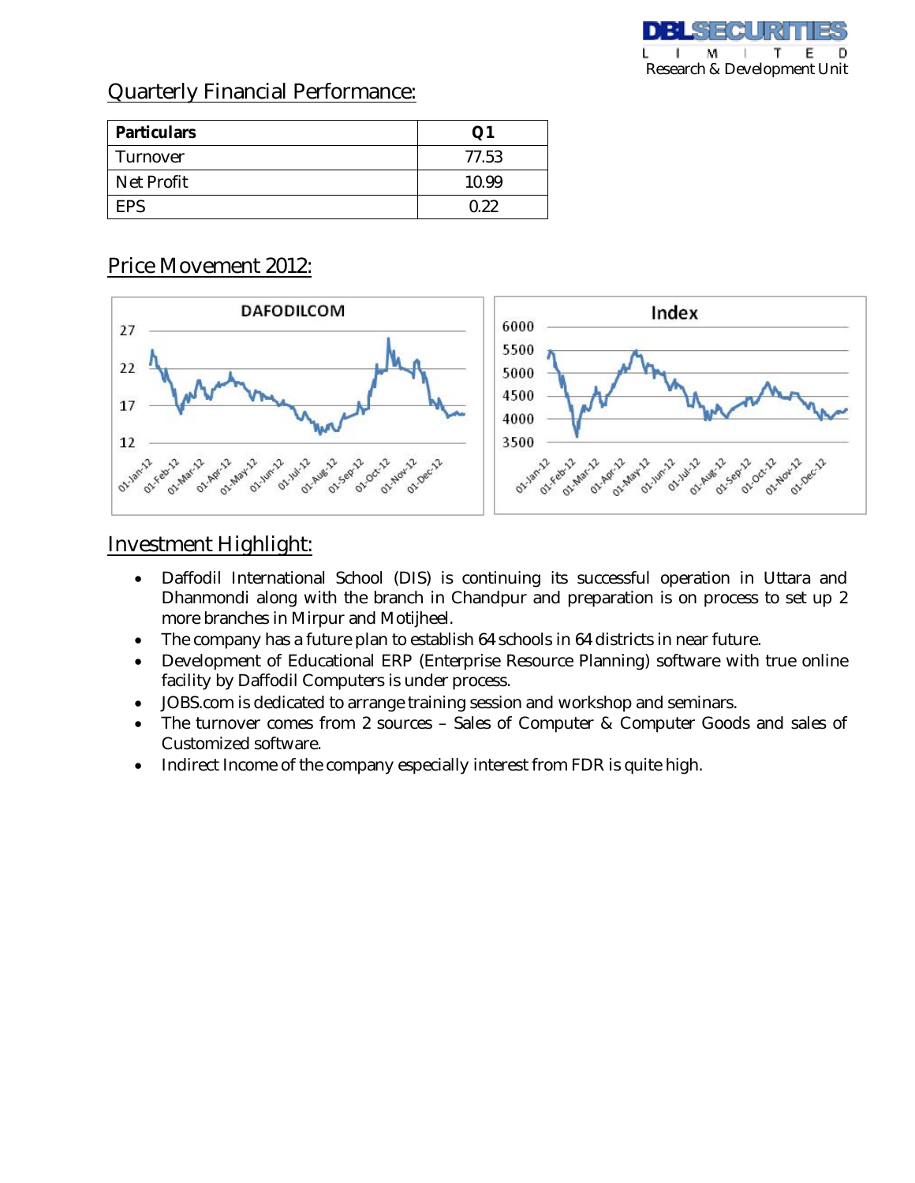## Quarterly Financial Performance:

| Particulars | Q1 |
|---|---|
| Turnover | 77.53 |
| Net Profit | 10.99 |
| EPS | 0.22 |

## Price Movement 2012:

DAFODILCOM

27
22
17
12

01-Jan-12 01-Feb-12 01-Mar-12 01-Apr-12 01-May-12 01-Jun-12 01-Jul-12 01-Aug-12 01-Sep-12 01-Oct-12 01-Nov-12 01-Dec-12

Index

6000
5500
5000
4500
4000
3500

01-Jan-12 01-Feb-12 01-Mar-12 01-Apr-12 01-May-12 01-Jun-12 01-Jul-12 01-Aug-12 01-Sep-12 01-Oct-12 01-Nov-12 01-Dec-12

## Investment Highlight:

- Daffodil International School (DIS) is continuing its successful operation in Uttara and Dhanmondi along with the branch in Chandpur and preparation is on process to set up 2 more branches in Mirpur and Motijheel.
- The company has a future plan to establish 64 schools in 64 districts in near future.
- Development of Educational ERP (Enterprise Resource Planning) software with true online facility by Daffodil Computers is under process.
- JOBS.com is dedicated to arrange training session and workshop and seminars.
- The turnover comes from 2 sources – Sales of Computer & Computer Goods and sales of Customized software.
- Indirect Income of the company especially interest from FDR is quite high.